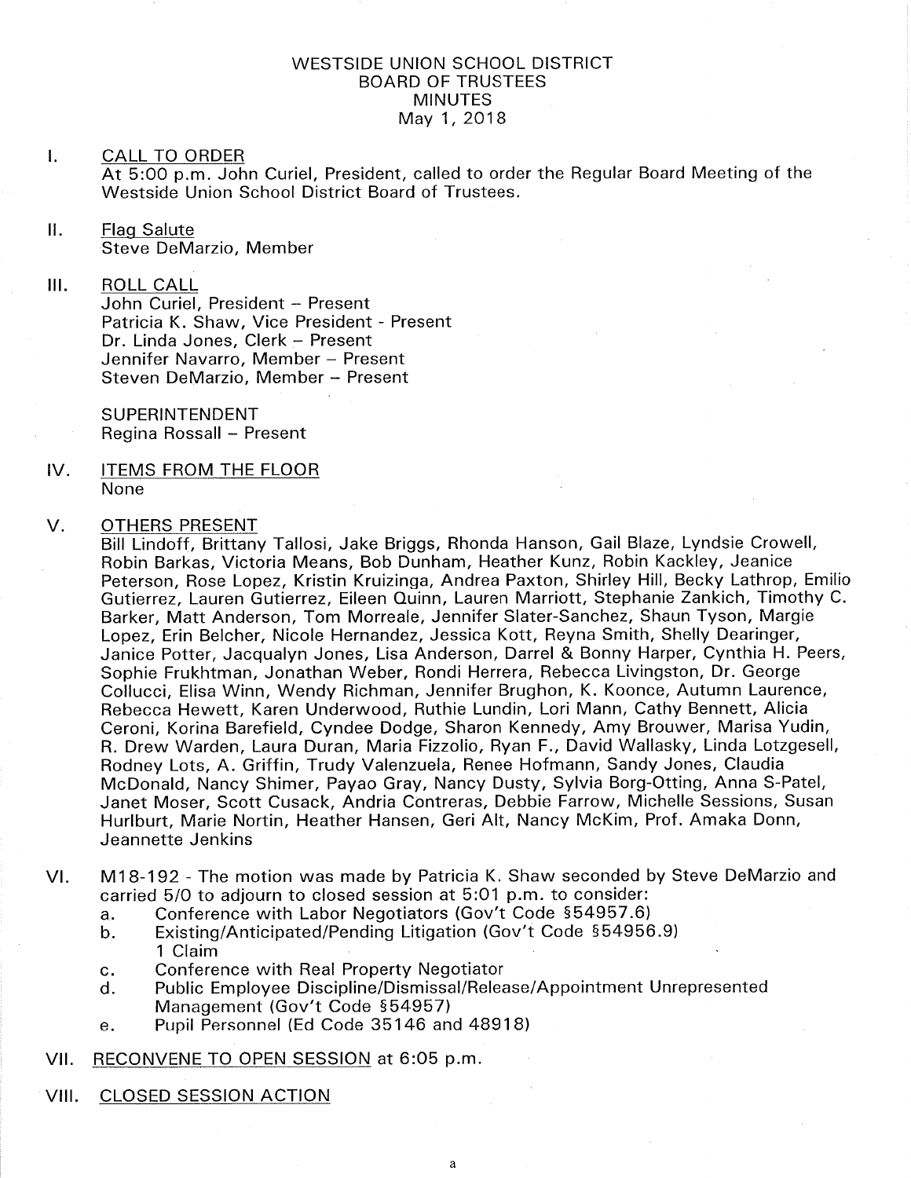WESTSIDE UNION SCHOOL DISTRICT
BOARD OF TRUSTEES
MINUTES
May 1, 2018

I. CALL TO ORDER
At 5:00 p.m. John Curiel, President, called to order the Regular Board Meeting of the Westside Union School District Board of Trustees.

II. Flag Salute
Steve DeMarzio, Member

III. ROLL CALL
John Curiel, President – Present
Patricia K. Shaw, Vice President - Present
Dr. Linda Jones, Clerk – Present
Jennifer Navarro, Member – Present
Steven DeMarzio, Member – Present

SUPERINTENDENT
Regina Rossall – Present

IV. ITEMS FROM THE FLOOR
None

V. OTHERS PRESENT
Bill Lindoff, Brittany Tallosi, Jake Briggs, Rhonda Hanson, Gail Blaze, Lyndsie Crowell, Robin Barkas, Victoria Means, Bob Dunham, Heather Kunz, Robin Kackley, Jeanice Peterson, Rose Lopez, Kristin Kruizinga, Andrea Paxton, Shirley Hill, Becky Lathrop, Emilio Gutierrez, Lauren Gutierrez, Eileen Quinn, Lauren Marriott, Stephanie Zankich, Timothy C. Barker, Matt Anderson, Tom Morreale, Jennifer Slater-Sanchez, Shaun Tyson, Margie Lopez, Erin Belcher, Nicole Hernandez, Jessica Kott, Reyna Smith, Shelly Dearinger, Janice Potter, Jacqualyn Jones, Lisa Anderson, Darrel & Bonny Harper, Cynthia H. Peers, Sophie Frukhtman, Jonathan Weber, Rondi Herrera, Rebecca Livingston, Dr. George Collucci, Elisa Winn, Wendy Richman, Jennifer Brughon, K. Koonce, Autumn Laurence, Rebecca Hewett, Karen Underwood, Ruthie Lundin, Lori Mann, Cathy Bennett, Alicia Ceroni, Korina Barefield, Cyndee Dodge, Sharon Kennedy, Amy Brouwer, Marisa Yudin, R. Drew Warden, Laura Duran, Maria Fizzolio, Ryan F., David Wallasky, Linda Lotzgesell, Rodney Lots, A. Griffin, Trudy Valenzuela, Renee Hofmann, Sandy Jones, Claudia McDonald, Nancy Shimer, Payao Gray, Nancy Dusty, Sylvia Borg-Otting, Anna S-Patel, Janet Moser, Scott Cusack, Andria Contreras, Debbie Farrow, Michelle Sessions, Susan Hurlburt, Marie Nortin, Heather Hansen, Geri Alt, Nancy McKim, Prof. Amaka Donn, Jeannette Jenkins

VI. M18-192 - The motion was made by Patricia K. Shaw seconded by Steve DeMarzio and carried 5/0 to adjourn to closed session at 5:01 p.m. to consider:
   a. Conference with Labor Negotiators (Gov't Code §54957.6)
   b. Existing/Anticipated/Pending Litigation (Gov't Code §54956.9)
      1 Claim
   c. Conference with Real Property Negotiator
   d. Public Employee Discipline/Dismissal/Release/Appointment Unrepresented Management (Gov't Code §54957)
   e. Pupil Personnel (Ed Code 35146 and 48918)

VII. RECONVENE TO OPEN SESSION at 6:05 p.m.

VIII. CLOSED SESSION ACTION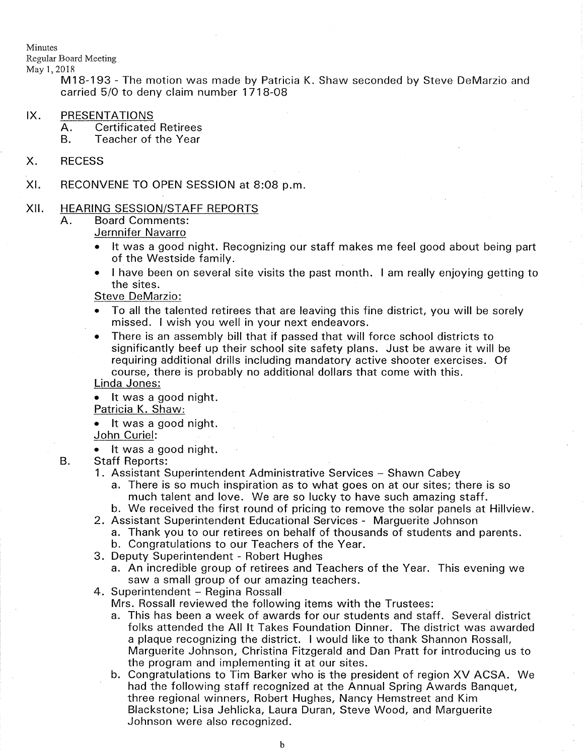M18-193 - The motion was made by Patricia K. Shaw seconded by Steve DeMarzio and carried 5/0 to deny claim number 1718-08

IX. PRESENTATIONS
  A. Certificated Retirees
  B. Teacher of the Year

X. RECESS

XI. RECONVENE TO OPEN SESSION at 8:08 p.m.

XII. HEARING SESSION/STAFF REPORTS
  A. Board Comments:

  Jernnifer Navarro
  - It was a good night. Recognizing our staff makes me feel good about being part of the Westside family.
  - I have been on several site visits the past month. I am really enjoying getting to the sites.

  Steve DeMarzio:
  - To all the talented retirees that are leaving this fine district, you will be sorely missed. I wish you well in your next endeavors.
  - There is an assembly bill that if passed that will force school districts to significantly beef up their school site safety plans. Just be aware it will be requiring additional drills including mandatory active shooter exercises. Of course, there is probably no additional dollars that come with this.

  Linda Jones:
  - It was a good night.

  Patricia K. Shaw:
  - It was a good night.

  John Curiel:
  - It was a good night.

  B. Staff Reports:
  1. Assistant Superintendent Administrative Services – Shawn Cabey
     a. There is so much inspiration as to what goes on at our sites; there is so much talent and love. We are so lucky to have such amazing staff.
     b. We received the first round of pricing to remove the solar panels at Hillview.
  2. Assistant Superintendent Educational Services - Marguerite Johnson
     a. Thank you to our retirees on behalf of thousands of students and parents.
     b. Congratulations to our Teachers of the Year.
  3. Deputy Superintendent - Robert Hughes
     a. An incredible group of retirees and Teachers of the Year. This evening we saw a small group of our amazing teachers.
  4. Superintendent – Regina Rossall
     Mrs. Rossall reviewed the following items with the Trustees:
     a. This has been a week of awards for our students and staff. Several district folks attended the All It Takes Foundation Dinner. The district was awarded a plaque recognizing the district. I would like to thank Shannon Rossall, Marguerite Johnson, Christina Fitzgerald and Dan Pratt for introducing us to the program and implementing it at our sites.
     b. Congratulations to Tim Barker who is the president of region XV ACSA. We had the following staff recognized at the Annual Spring Awards Banquet, three regional winners, Robert Hughes, Nancy Hemstreet and Kim Blackstone; Lisa Jehlicka, Laura Duran, Steve Wood, and Marguerite Johnson were also recognized.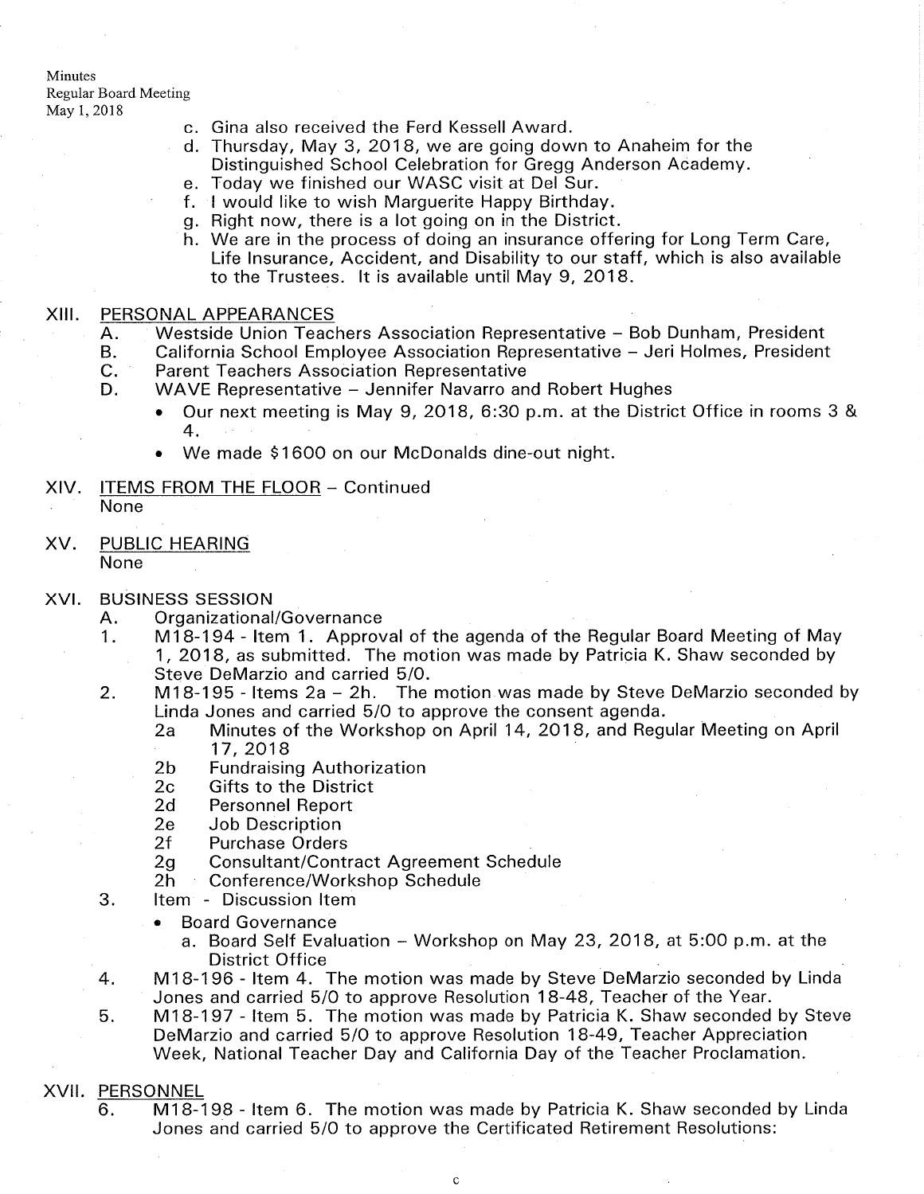c. Gina also received the Ferd Kessell Award.
d. Thursday, May 3, 2018, we are going down to Anaheim for the Distinguished School Celebration for Gregg Anderson Academy.
e. Today we finished our WASC visit at Del Sur.
f. I would like to wish Marguerite Happy Birthday.
g. Right now, there is a lot going on in the District.
h. We are in the process of doing an insurance offering for Long Term Care, Life Insurance, Accident, and Disability to our staff, which is also available to the Trustees. It is available until May 9, 2018.

## XIII. PERSONAL APPEARANCES

A. Westside Union Teachers Association Representative – Bob Dunham, President
B. California School Employee Association Representative – Jeri Holmes, President
C. Parent Teachers Association Representative
D. WAVE Representative – Jennifer Navarro and Robert Hughes
- Our next meeting is May 9, 2018, 6:30 p.m. at the District Office in rooms 3 & 4.
- We made $1600 on our McDonalds dine-out night.

## XIV. ITEMS FROM THE FLOOR – Continued

None

## XV. PUBLIC HEARING

None

## XVI. BUSINESS SESSION

A. Organizational/Governance

1. M18-194 - Item 1. Approval of the agenda of the Regular Board Meeting of May 1, 2018, as submitted. The motion was made by Patricia K. Shaw seconded by Steve DeMarzio and carried 5/0.
2. M18-195 - Items 2a – 2h. The motion was made by Steve DeMarzio seconded by Linda Jones and carried 5/0 to approve the consent agenda.
   - 2a Minutes of the Workshop on April 14, 2018, and Regular Meeting on April 17, 2018
   - 2b Fundraising Authorization
   - 2c Gifts to the District
   - 2d Personnel Report
   - 2e Job Description
   - 2f Purchase Orders
   - 2g Consultant/Contract Agreement Schedule
   - 2h Conference/Workshop Schedule
3. Item - Discussion Item
   - Board Governance
     a. Board Self Evaluation – Workshop on May 23, 2018, at 5:00 p.m. at the District Office
4. M18-196 - Item 4. The motion was made by Steve DeMarzio seconded by Linda Jones and carried 5/0 to approve Resolution 18-48, Teacher of the Year.
5. M18-197 - Item 5. The motion was made by Patricia K. Shaw seconded by Steve DeMarzio and carried 5/0 to approve Resolution 18-49, Teacher Appreciation Week, National Teacher Day and California Day of the Teacher Proclamation.

## XVII. PERSONNEL

6. M18-198 - Item 6. The motion was made by Patricia K. Shaw seconded by Linda Jones and carried 5/0 to approve the Certificated Retirement Resolutions: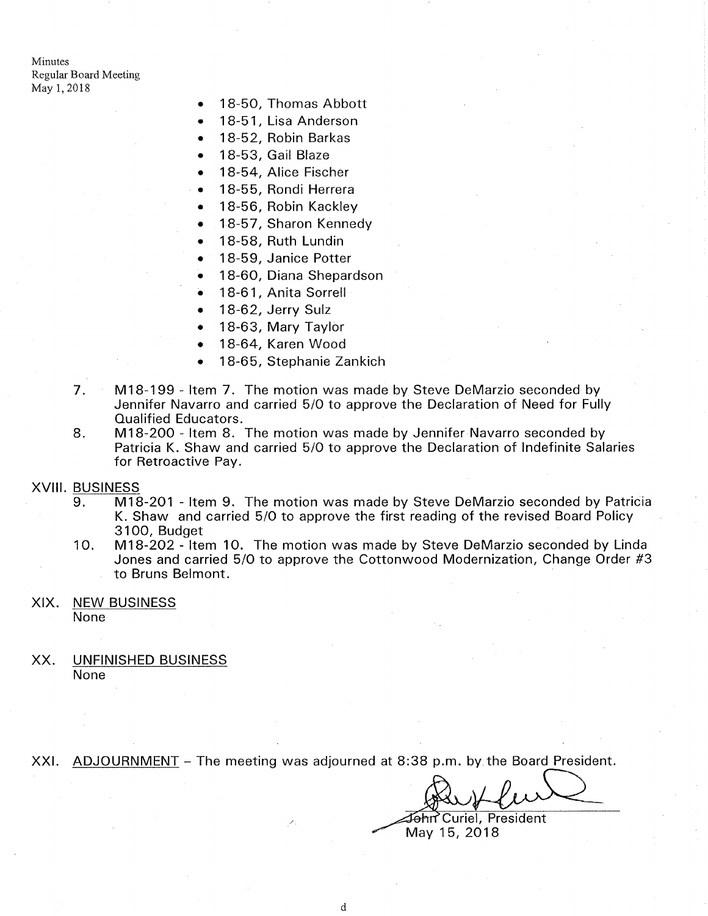- 18-50, Thomas Abbott
- 18-51, Lisa Anderson
- 18-52, Robin Barkas
- 18-53, Gail Blaze
- 18-54, Alice Fischer
- 18-55, Rondi Herrera
- 18-56, Robin Kackley
- 18-57, Sharon Kennedy
- 18-58, Ruth Lundin
- 18-59, Janice Potter
- 18-60, Diana Shepardson
- 18-61, Anita Sorrell
- 18-62, Jerry Sulz
- 18-63, Mary Taylor
- 18-64, Karen Wood
- 18-65, Stephanie Zankich

7. M18-199 - Item 7. The motion was made by Steve DeMarzio seconded by Jennifer Navarro and carried 5/0 to approve the Declaration of Need for Fully Qualified Educators.
8. M18-200 - Item 8. The motion was made by Jennifer Navarro seconded by Patricia K. Shaw and carried 5/0 to approve the Declaration of Indefinite Salaries for Retroactive Pay.

## XVIII. BUSINESS

9. M18-201 - Item 9. The motion was made by Steve DeMarzio seconded by Patricia K. Shaw and carried 5/0 to approve the first reading of the revised Board Policy 3100, Budget
10. M18-202 - Item 10. The motion was made by Steve DeMarzio seconded by Linda Jones and carried 5/0 to approve the Cottonwood Modernization, Change Order #3 to Bruns Belmont.

## XIX. NEW BUSINESS

None

## XX. UNFINISHED BUSINESS

None

## XXI. ADJOURNMENT

XXI. ADJOURNMENT – The meeting was adjourned at 8:38 p.m. by the Board President.

John Curiel, President
May 15, 2018